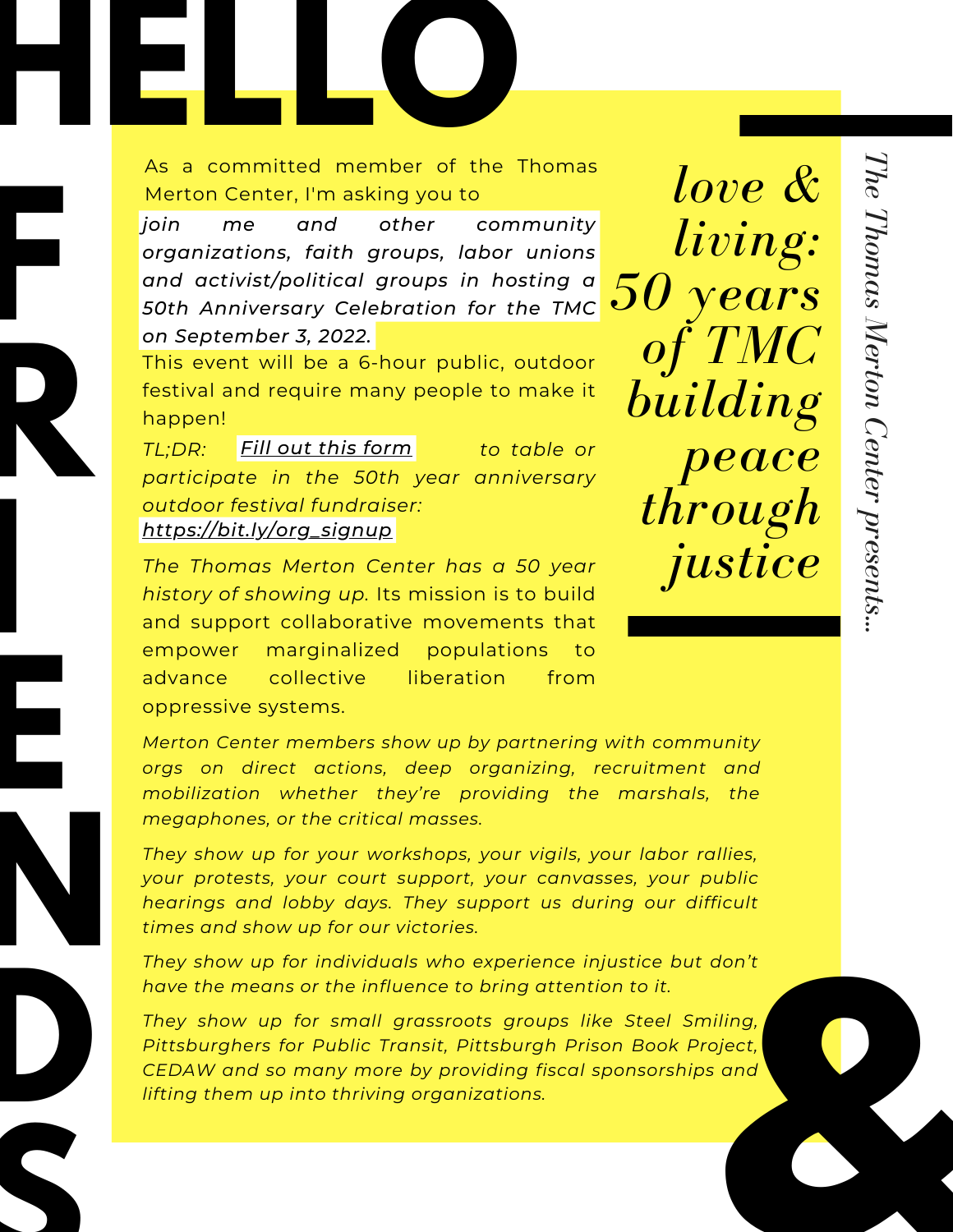# HELLO FRIENDS &

*The Thomas Merton Center presents...*

## *love & living: 50 years of TMC building peace through justice*

As a committed member of the Thomas Merton Center, I'm asking you to *join me and other community organizations, faith groups, labor unions and activist/political groups in hosting a 50th Anniversary Celebration for the TMC on September 3, 2022.*

This event will be a 6-hour public, outdoor festival and require many people to make it happen!

*TL;DR: Fill out this form to table or participate in the 50th year anniversary outdoor festival fundraiser: https://bit.ly/org_signup*

*The Thomas Merton Center has a 50 year history of showing up.* Its mission is to build and support collaborative movements that empower marginalized populations to advance collective liberation from oppressive systems.

*Merton Center members show up by partnering with community orgs on direct actions, deep organizing, recruitment and mobilization whether they're providing the marshals, the megaphones, or the critical masses.*

*They show up for your workshops, your vigils, your labor rallies, your protests, your court support, your canvasses, your public hearings and lobby days. They support us during our difficult times and show up for our victories.*

*They show up for individuals who experience injustice but don't have the means or the influence to bring attention to it.*

*They show up for small grassroots groups like Steel Smiling, Pittsburghers for Public Transit, Pittsburgh Prison Book Project, CEDAW and so many more by providing fiscal sponsorships and lifting them up into thriving organizations.*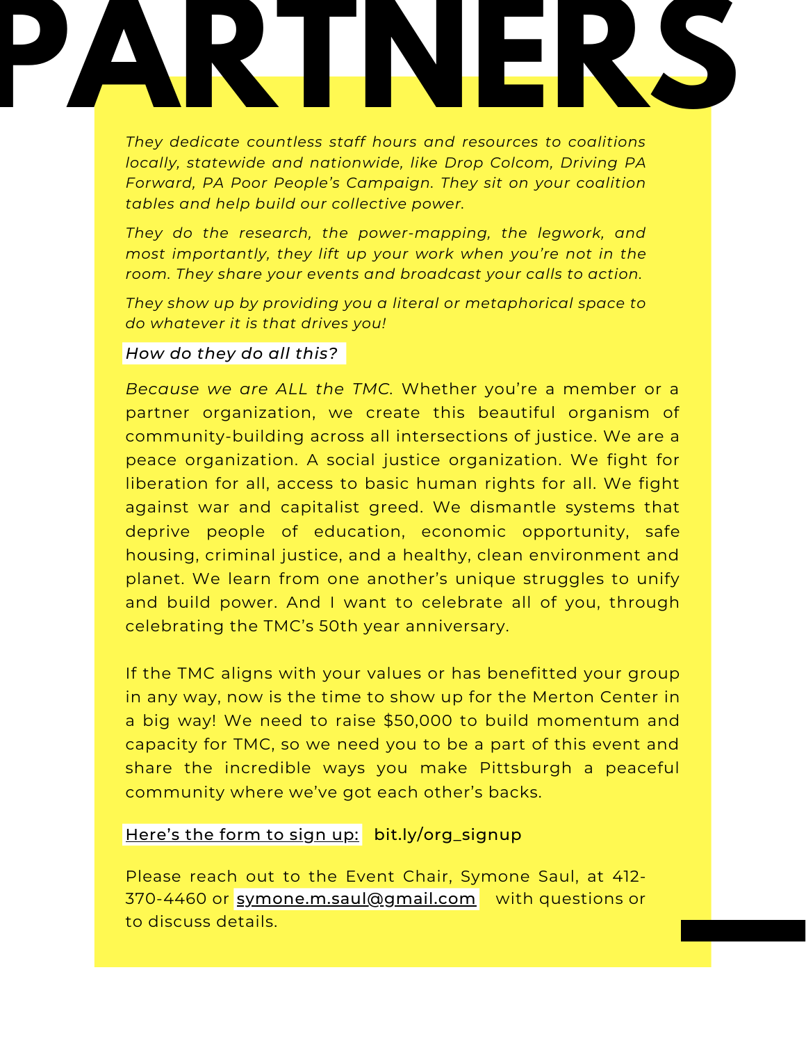# PARTNERS

*They dedicate countless staff hours and resources to coalitions locally, statewide and nationwide, like Drop Colcom, Driving PA Forward, PA Poor People's Campaign. They sit on your coalition tables and help build our collective power.*

*They do the research, the power-mapping, the legwork, and most importantly, they lift up your work when you're not in the room. They share your events and broadcast your calls to action.*

*They show up by providing you a literal or metaphorical space to do whatever it is that drives you!*

*How do they do all this?*

*Because we are ALL the TMC.* Whether you're a member or a partner organization, we create this beautiful organism of community-building across all intersections of justice. We are a peace organization. A social justice organization. We fight for liberation for all, access to basic human rights for all. We fight against war and capitalist greed. We dismantle systems that deprive people of education, economic opportunity, safe housing, criminal justice, and a healthy, clean environment and planet. We learn from one another's unique struggles to unify and build power. And I want to celebrate all of you, through celebrating the TMC's 50th year anniversary.

If the TMC aligns with your values or has benefitted your group in any way, now is the time to show up for the Merton Center in a big way! We need to raise $50,000 to build momentum and capacity for TMC, so we need you to be a part of this event and share the incredible ways you make Pittsburgh a peaceful community where we've got each other's backs.

Here's the form to sign up: **bit.ly/org_signup**

Please reach out to the Event Chair, Symone Saul, at 412-370-4460 or symone.m.saul@gmail.com with questions or to discuss details.